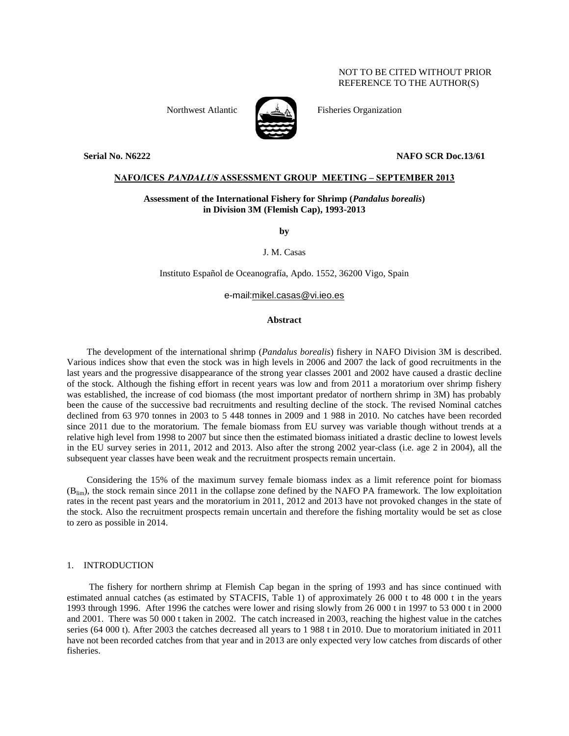NOT TO BE CITED WITHOUT PRIOR
REFERENCE TO THE AUTHOR(S)

Northwest Atlantic Fisheries Organization

**Serial No. N6222** **NAFO SCR Doc.13/61**

**NAFO/ICES *PANDALUS* ASSESSMENT GROUP MEETING – SEPTEMBER 2013**

# Assessment of the International Fishery for Shrimp (*Pandalus borealis*) in Division 3M (Flemish Cap), 1993-2013

**by**

J. M. Casas

Instituto Español de Oceanografía, Apdo. 1552, 36200 Vigo, Spain

e-mail:mikel.casas@vi.ieo.es

## Abstract

The development of the international shrimp (*Pandalus borealis*) fishery in NAFO Division 3M is described. Various indices show that even the stock was in high levels in 2006 and 2007 the lack of good recruitments in the last years and the progressive disappearance of the strong year classes 2001 and 2002 have caused a drastic decline of the stock. Although the fishing effort in recent years was low and from 2011 a moratorium over shrimp fishery was established, the increase of cod biomass (the most important predator of northern shrimp in 3M) has probably been the cause of the successive bad recruitments and resulting decline of the stock. The revised Nominal catches declined from 63 970 tonnes in 2003 to 5 448 tonnes in 2009 and 1 988 in 2010. No catches have been recorded since 2011 due to the moratorium. The female biomass from EU survey was variable though without trends at a relative high level from 1998 to 2007 but since then the estimated biomass initiated a drastic decline to lowest levels in the EU survey series in 2011, 2012 and 2013. Also after the strong 2002 year-class (i.e. age 2 in 2004), all the subsequent year classes have been weak and the recruitment prospects remain uncertain.

Considering the 15% of the maximum survey female biomass index as a limit reference point for biomass ($B_{lim}$), the stock remain since 2011 in the collapse zone defined by the NAFO PA framework. The low exploitation rates in the recent past years and the moratorium in 2011, 2012 and 2013 have not provoked changes in the state of the stock. Also the recruitment prospects remain uncertain and therefore the fishing mortality would be set as close to zero as possible in 2014.

## 1. INTRODUCTION

The fishery for northern shrimp at Flemish Cap began in the spring of 1993 and has since continued with estimated annual catches (as estimated by STACFIS, Table 1) of approximately 26 000 t to 48 000 t in the years 1993 through 1996. After 1996 the catches were lower and rising slowly from 26 000 t in 1997 to 53 000 t in 2000 and 2001. There was 50 000 t taken in 2002. The catch increased in 2003, reaching the highest value in the catches series (64 000 t). After 2003 the catches decreased all years to 1 988 t in 2010. Due to moratorium initiated in 2011 have not been recorded catches from that year and in 2013 are only expected very low catches from discards of other fisheries.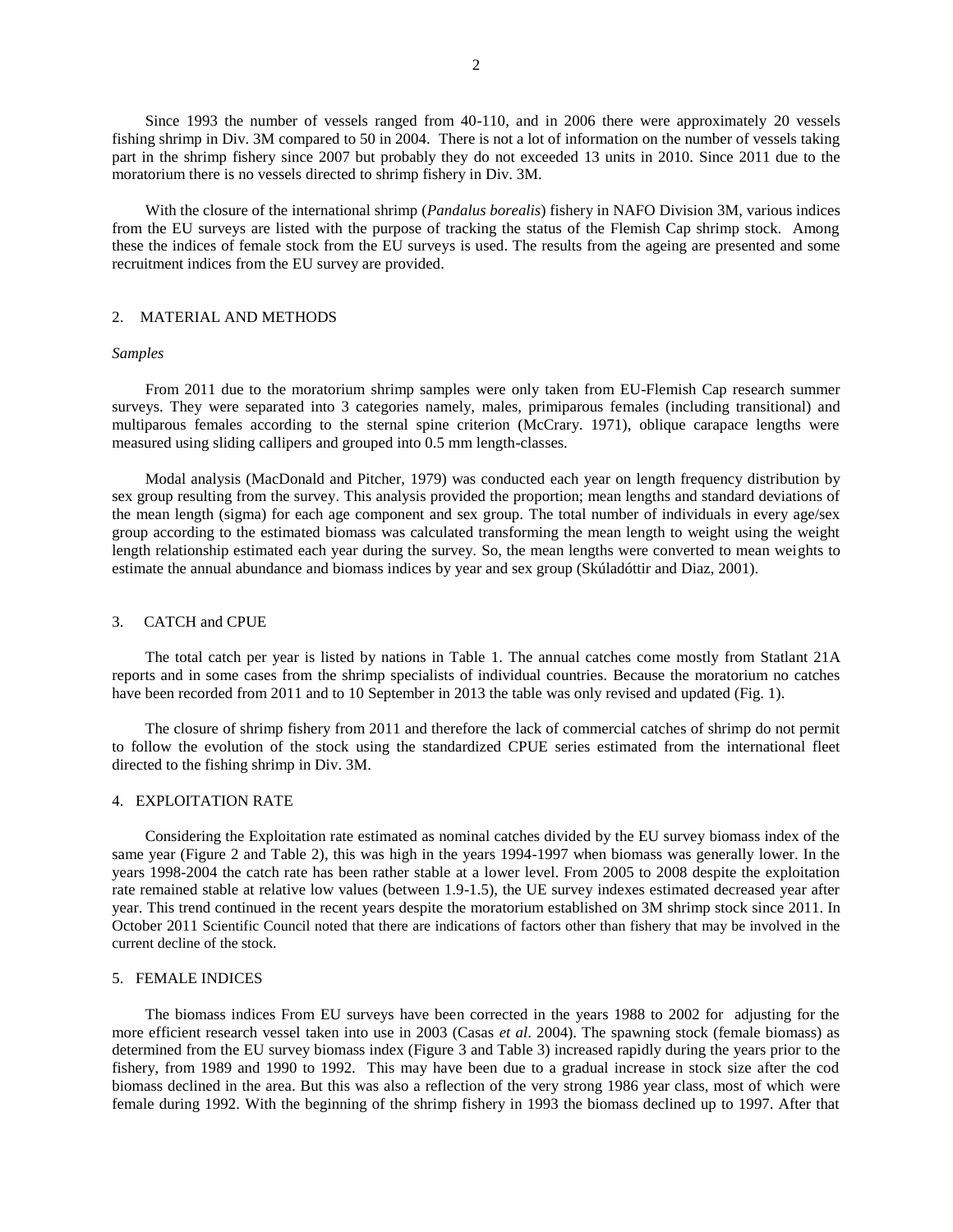Since 1993 the number of vessels ranged from 40-110, and in 2006 there were approximately 20 vessels fishing shrimp in Div. 3M compared to 50 in 2004. There is not a lot of information on the number of vessels taking part in the shrimp fishery since 2007 but probably they do not exceeded 13 units in 2010. Since 2011 due to the moratorium there is no vessels directed to shrimp fishery in Div. 3M.

With the closure of the international shrimp (*Pandalus borealis*) fishery in NAFO Division 3M, various indices from the EU surveys are listed with the purpose of tracking the status of the Flemish Cap shrimp stock. Among these the indices of female stock from the EU surveys is used. The results from the ageing are presented and some recruitment indices from the EU survey are provided.

## 2. MATERIAL AND METHODS

*Samples*

From 2011 due to the moratorium shrimp samples were only taken from EU-Flemish Cap research summer surveys. They were separated into 3 categories namely, males, primiparous females (including transitional) and multiparous females according to the sternal spine criterion (McCrary. 1971), oblique carapace lengths were measured using sliding callipers and grouped into 0.5 mm length-classes.

Modal analysis (MacDonald and Pitcher, 1979) was conducted each year on length frequency distribution by sex group resulting from the survey. This analysis provided the proportion; mean lengths and standard deviations of the mean length (sigma) for each age component and sex group. The total number of individuals in every age/sex group according to the estimated biomass was calculated transforming the mean length to weight using the weight length relationship estimated each year during the survey. So, the mean lengths were converted to mean weights to estimate the annual abundance and biomass indices by year and sex group (Skúladóttir and Diaz, 2001).

## 3. CATCH and CPUE

The total catch per year is listed by nations in Table 1. The annual catches come mostly from Statlant 21A reports and in some cases from the shrimp specialists of individual countries. Because the moratorium no catches have been recorded from 2011 and to 10 September in 2013 the table was only revised and updated (Fig. 1).

The closure of shrimp fishery from 2011 and therefore the lack of commercial catches of shrimp do not permit to follow the evolution of the stock using the standardized CPUE series estimated from the international fleet directed to the fishing shrimp in Div. 3M.

## 4. EXPLOITATION RATE

Considering the Exploitation rate estimated as nominal catches divided by the EU survey biomass index of the same year (Figure 2 and Table 2), this was high in the years 1994-1997 when biomass was generally lower. In the years 1998-2004 the catch rate has been rather stable at a lower level. From 2005 to 2008 despite the exploitation rate remained stable at relative low values (between 1.9-1.5), the UE survey indexes estimated decreased year after year. This trend continued in the recent years despite the moratorium established on 3M shrimp stock since 2011. In October 2011 Scientific Council noted that there are indications of factors other than fishery that may be involved in the current decline of the stock.

## 5. FEMALE INDICES

The biomass indices From EU surveys have been corrected in the years 1988 to 2002 for adjusting for the more efficient research vessel taken into use in 2003 (Casas *et al*. 2004). The spawning stock (female biomass) as determined from the EU survey biomass index (Figure 3 and Table 3) increased rapidly during the years prior to the fishery, from 1989 and 1990 to 1992. This may have been due to a gradual increase in stock size after the cod biomass declined in the area. But this was also a reflection of the very strong 1986 year class, most of which were female during 1992. With the beginning of the shrimp fishery in 1993 the biomass declined up to 1997. After that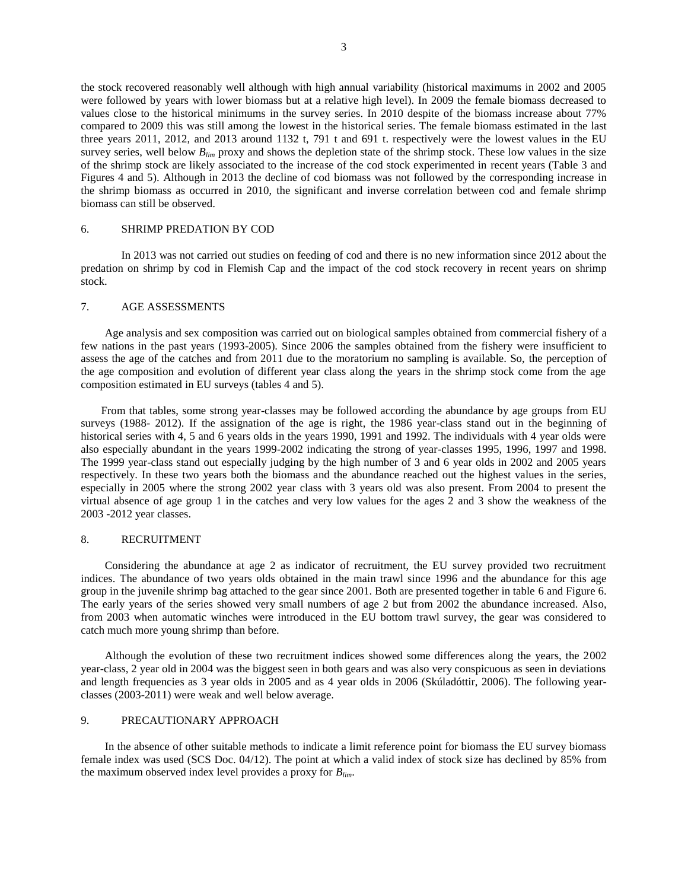the stock recovered reasonably well although with high annual variability (historical maximums in 2002 and 2005 were followed by years with lower biomass but at a relative high level). In 2009 the female biomass decreased to values close to the historical minimums in the survey series. In 2010 despite of the biomass increase about 77% compared to 2009 this was still among the lowest in the historical series. The female biomass estimated in the last three years 2011, 2012, and 2013 around 1132 t, 791 t and 691 t. respectively were the lowest values in the EU survey series, well below $B_{lim}$ proxy and shows the depletion state of the shrimp stock. These low values in the size of the shrimp stock are likely associated to the increase of the cod stock experimented in recent years (Table 3 and Figures 4 and 5). Although in 2013 the decline of cod biomass was not followed by the corresponding increase in the shrimp biomass as occurred in 2010, the significant and inverse correlation between cod and female shrimp biomass can still be observed.

## 6. SHRIMP PREDATION BY COD

In 2013 was not carried out studies on feeding of cod and there is no new information since 2012 about the predation on shrimp by cod in Flemish Cap and the impact of the cod stock recovery in recent years on shrimp stock.

## 7. AGE ASSESSMENTS

Age analysis and sex composition was carried out on biological samples obtained from commercial fishery of a few nations in the past years (1993-2005). Since 2006 the samples obtained from the fishery were insufficient to assess the age of the catches and from 2011 due to the moratorium no sampling is available. So, the perception of the age composition and evolution of different year class along the years in the shrimp stock come from the age composition estimated in EU surveys (tables 4 and 5).

From that tables, some strong year-classes may be followed according the abundance by age groups from EU surveys (1988- 2012). If the assignation of the age is right, the 1986 year-class stand out in the beginning of historical series with 4, 5 and 6 years olds in the years 1990, 1991 and 1992. The individuals with 4 year olds were also especially abundant in the years 1999-2002 indicating the strong of year-classes 1995, 1996, 1997 and 1998. The 1999 year-class stand out especially judging by the high number of 3 and 6 year olds in 2002 and 2005 years respectively. In these two years both the biomass and the abundance reached out the highest values in the series, especially in 2005 where the strong 2002 year class with 3 years old was also present. From 2004 to present the virtual absence of age group 1 in the catches and very low values for the ages 2 and 3 show the weakness of the 2003 -2012 year classes.

## 8. RECRUITMENT

Considering the abundance at age 2 as indicator of recruitment, the EU survey provided two recruitment indices. The abundance of two years olds obtained in the main trawl since 1996 and the abundance for this age group in the juvenile shrimp bag attached to the gear since 2001. Both are presented together in table 6 and Figure 6. The early years of the series showed very small numbers of age 2 but from 2002 the abundance increased. Also, from 2003 when automatic winches were introduced in the EU bottom trawl survey, the gear was considered to catch much more young shrimp than before.

Although the evolution of these two recruitment indices showed some differences along the years, the 2002 year-class, 2 year old in 2004 was the biggest seen in both gears and was also very conspicuous as seen in deviations and length frequencies as 3 year olds in 2005 and as 4 year olds in 2006 (Skúladóttir, 2006). The following year-classes (2003-2011) were weak and well below average.

## 9. PRECAUTIONARY APPROACH

In the absence of other suitable methods to indicate a limit reference point for biomass the EU survey biomass female index was used (SCS Doc. 04/12). The point at which a valid index of stock size has declined by 85% from the maximum observed index level provides a proxy for $B_{lim}$.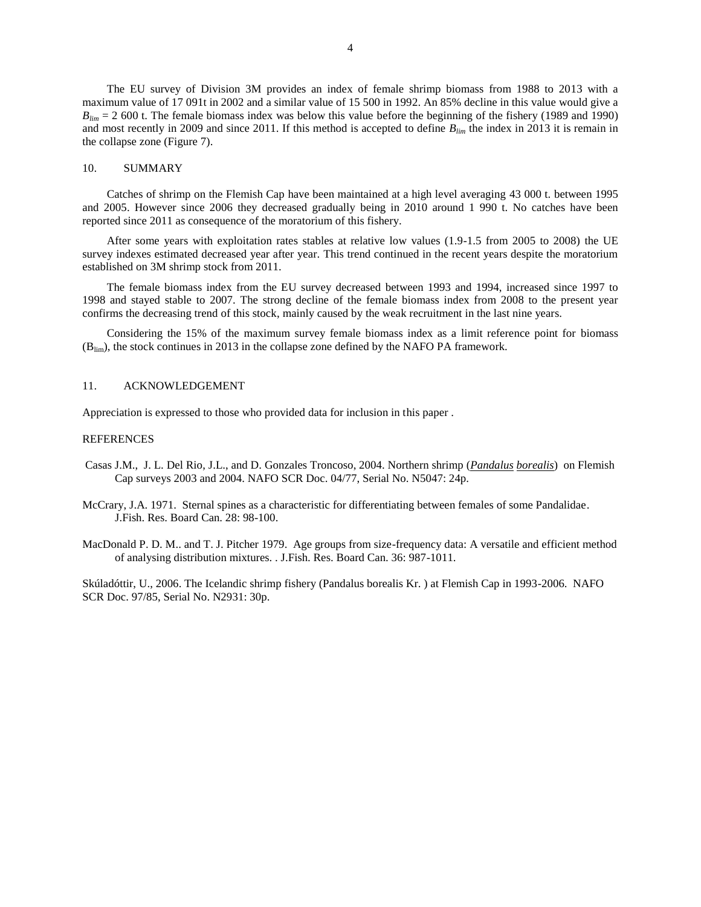The EU survey of Division 3M provides an index of female shrimp biomass from 1988 to 2013 with a maximum value of 17 091t in 2002 and a similar value of 15 500 in 1992. An 85% decline in this value would give a $B_{lim}$ = 2 600 t. The female biomass index was below this value before the beginning of the fishery (1989 and 1990) and most recently in 2009 and since 2011. If this method is accepted to define $B_{lim}$ the index in 2013 it is remain in the collapse zone (Figure 7).

## 10. SUMMARY

Catches of shrimp on the Flemish Cap have been maintained at a high level averaging 43 000 t. between 1995 and 2005. However since 2006 they decreased gradually being in 2010 around 1 990 t. No catches have been reported since 2011 as consequence of the moratorium of this fishery.

After some years with exploitation rates stables at relative low values (1.9-1.5 from 2005 to 2008) the UE survey indexes estimated decreased year after year. This trend continued in the recent years despite the moratorium established on 3M shrimp stock from 2011.

The female biomass index from the EU survey decreased between 1993 and 1994, increased since 1997 to 1998 and stayed stable to 2007. The strong decline of the female biomass index from 2008 to the present year confirms the decreasing trend of this stock, mainly caused by the weak recruitment in the last nine years.

Considering the 15% of the maximum survey female biomass index as a limit reference point for biomass ($B_{lim}$), the stock continues in 2013 in the collapse zone defined by the NAFO PA framework.

## 11. ACKNOWLEDGEMENT

Appreciation is expressed to those who provided data for inclusion in this paper .

## REFERENCES

Casas J.M., J. L. Del Rio, J.L., and D. Gonzales Troncoso, 2004. Northern shrimp (*Pandalus borealis*) on Flemish Cap surveys 2003 and 2004. NAFO SCR Doc. 04/77, Serial No. N5047: 24p.

McCrary, J.A. 1971. Sternal spines as a characteristic for differentiating between females of some Pandalidae. J.Fish. Res. Board Can. 28: 98-100.

MacDonald P. D. M.. and T. J. Pitcher 1979. Age groups from size-frequency data: A versatile and efficient method of analysing distribution mixtures. . J.Fish. Res. Board Can. 36: 987-1011.

Skúladóttir, U., 2006. The Icelandic shrimp fishery (Pandalus borealis Kr. ) at Flemish Cap in 1993-2006. NAFO SCR Doc. 97/85, Serial No. N2931: 30p.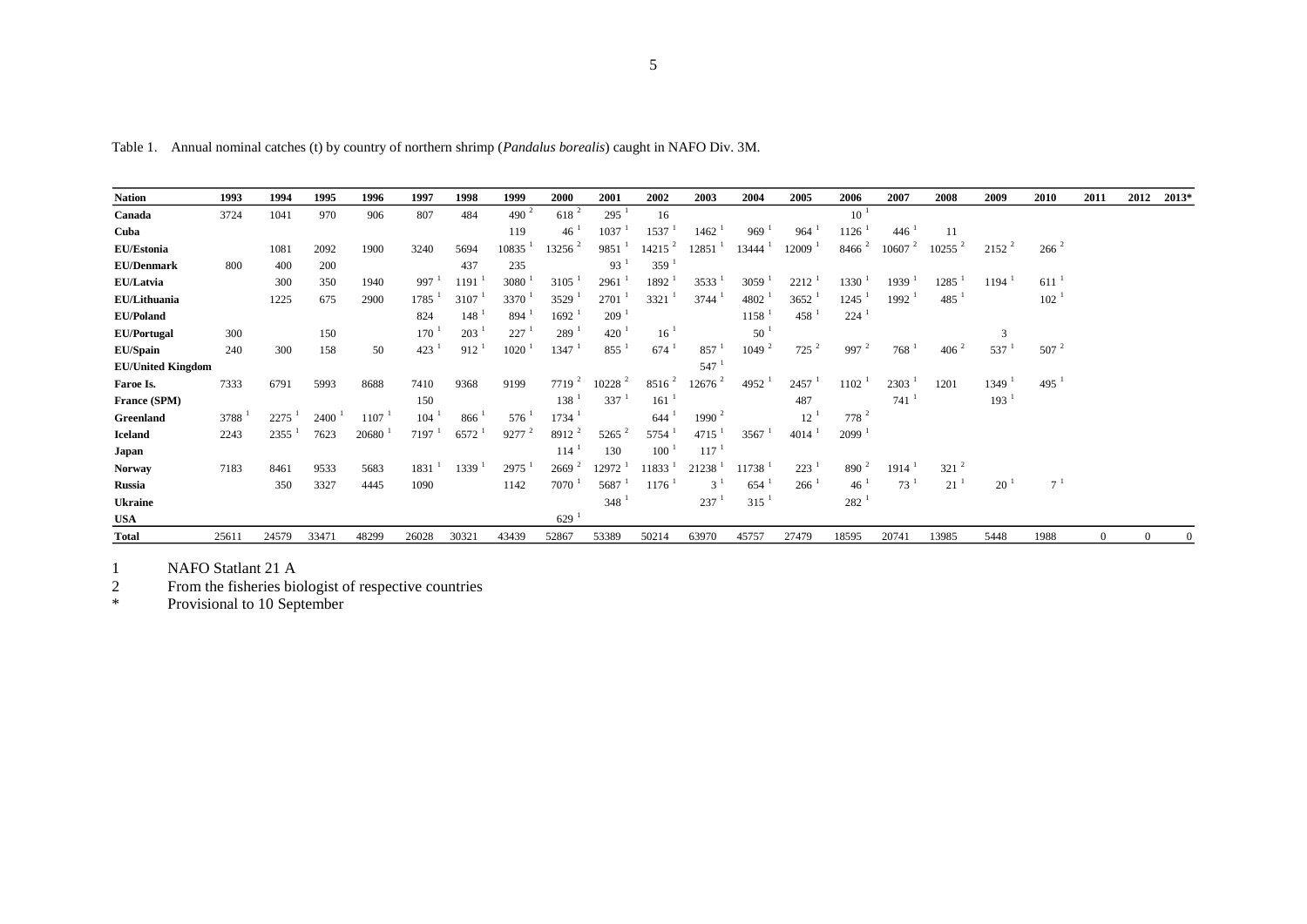Table 1. Annual nominal catches (t) by country of northern shrimp (*Pandalus borealis*) caught in NAFO Div. 3M.

| Nation | 1993 | 1994 | 1995 | 1996 | 1997 | 1998 | 1999 | 2000 | 2001 | 2002 | 2003 | 2004 | 2005 | 2006 | 2007 | 2008 | 2009 | 2010 | 2011 | 2012 | 2013* |
|---|---|---|---|---|---|---|---|---|---|---|---|---|---|---|---|---|---|---|---|---|---|
| **Canada** | 3724 | 1041 | 970 | 906 | 807 | 484 | 490 [2] | 618 [2] | 295 [1] | 16 | | | | 10 [1] | | | | | | | |
| **Cuba** | | | | | | | 119 | 46 [1] | 1037 [1] | 1537 [1] | 1462 [1] | 969 [1] | 964 [1] | 1126 [1] | 446 [1] | 11 | | | | | |
| **EU/Estonia** | | 1081 | 2092 | 1900 | 3240 | 5694 | 10835 [1] | 13256 [2] | 9851 [1] | 14215 [2] | 12851 [1] | 13444 [1] | 12009 [1] | 8466 [2] | 10607 [2] | 10255 [2] | 2152 [2] | 266 [2] | | | |
| **EU/Denmark** | 800 | 400 | 200 | | | 437 | 235 | | 93 [1] | 359 [1] | | | | | | | | | | | |
| **EU/Latvia** | | 300 | 350 | 1940 | 997 [1] | 1191 [1] | 3080 [1] | 3105 [1] | 2961 [1] | 1892 [1] | 3533 [1] | 3059 [1] | 2212 [1] | 1330 [1] | 1939 [1] | 1285 [1] | 1194 [1] | 611 [1] | | | |
| **EU/Lithuania** | | 1225 | 675 | 2900 | 1785 [1] | 3107 [1] | 3370 [1] | 3529 [1] | 2701 [1] | 3321 [1] | 3744 [1] | 4802 [1] | 3652 [1] | 1245 [1] | 1992 [1] | 485 [1] | | 102 [1] | | | |
| **EU/Poland** | | | | | 824 | 148 [1] | 894 [1] | 1692 [1] | 209 [1] | | | 1158 [1] | 458 [1] | 224 [1] | | | | | | | |
| **EU/Portugal** | 300 | | 150 | | 170 [1] | 203 [1] | 227 [1] | 289 [1] | 420 [1] | 16 [1] | | 50 [1] | | | | | 3 | | | | |
| **EU/Spain** | 240 | 300 | 158 | 50 | 423 [1] | 912 [1] | 1020 [1] | 1347 [1] | 855 [1] | 674 [1] | 857 [1] | 1049 [2] | 725 [2] | 997 [2] | 768 [1] | 406 [2] | 537 [1] | 507 [2] | | | |
| **EU/United Kingdom** | | | | | | | | | | | 547 [1] | | | | | | | | | | |
| **Faroe Is.** | 7333 | 6791 | 5993 | 8688 | 7410 | 9368 | 9199 | 7719 [2] | 10228 [2] | 8516 [2] | 12676 [2] | 4952 [1] | 2457 [1] | 1102 [1] | 2303 [1] | 1201 | 1349 [1] | 495 [1] | | | |
| **France (SPM)** | | | | | 150 | | | 138 [1] | 337 [1] | 161 [1] | | | 487 | | 741 [1] | | 193 [1] | | | | |
| **Greenland** | 3788 [1] | 2275 [1] | 2400 [1] | 1107 [1] | 104 [1] | 866 [1] | 576 [1] | 1734 [1] | | 644 [1] | 1990 [2] | | 12 [1] | 778 [2] | | | | | | | |
| **Iceland** | 2243 | 2355 [1] | 7623 | 20680 [1] | 7197 [1] | 6572 [1] | 9277 [2] | 8912 [2] | 5265 [2] | 5754 [1] | 4715 [1] | 3567 [1] | 4014 [1] | 2099 [1] | | | | | | | |
| **Japan** | | | | | | | | 114 [1] | 130 | 100 [1] | 117 [1] | | | | | | | | | | |
| **Norway** | 7183 | 8461 | 9533 | 5683 | 1831 [1] | 1339 [1] | 2975 [1] | 2669 [2] | 12972 [1] | 11833 [1] | 21238 [1] | 11738 [1] | 223 [1] | 890 [2] | 1914 [1] | 321 [2] | | | | | |
| **Russia** | | 350 | 3327 | 4445 | 1090 | | 1142 | 7070 [1] | 5687 [1] | 1176 [1] | 3 [1] | 654 [1] | 266 [1] | 46 [1] | 73 [1] | 21 [1] | 20 [1] | 7 [1] | | | |
| **Ukraine** | | | | | | | | | 348 [1] | | 237 [1] | 315 [1] | | 282 [1] | | | | | | | |
| **USA** | | | | | | | | 629 [1] | | | | | | | | | | | | | |
| **Total** | 25611 | 24579 | 33471 | 48299 | 26028 | 30321 | 43439 | 52867 | 53389 | 50214 | 63970 | 45757 | 27479 | 18595 | 20741 | 13985 | 5448 | 1988 | 0 | 0 | 0 |

1 NAFO Statlant 21 A
2 From the fisheries biologist of respective countries
* Provisional to 10 September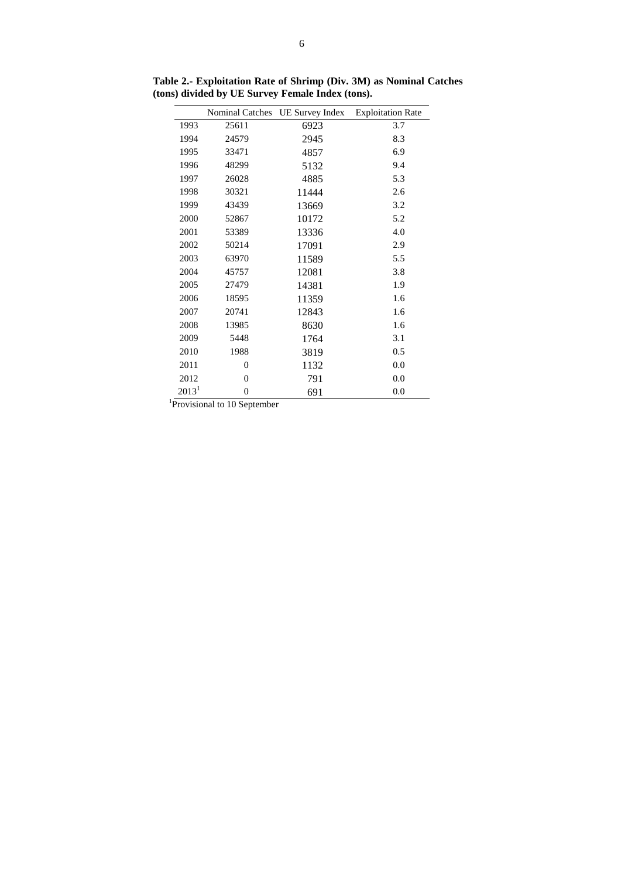**Table 2.- Exploitation Rate of Shrimp (Div. 3M) as Nominal Catches (tons) divided by UE Survey Female Index (tons).**

| | Nominal Catches | UE Survey Index | Exploitation Rate |
|---|---|---|---|
| 1993 | 25611 | 6923 | 3.7 |
| 1994 | 24579 | 2945 | 8.3 |
| 1995 | 33471 | 4857 | 6.9 |
| 1996 | 48299 | 5132 | 9.4 |
| 1997 | 26028 | 4885 | 5.3 |
| 1998 | 30321 | 11444 | 2.6 |
| 1999 | 43439 | 13669 | 3.2 |
| 2000 | 52867 | 10172 | 5.2 |
| 2001 | 53389 | 13336 | 4.0 |
| 2002 | 50214 | 17091 | 2.9 |
| 2003 | 63970 | 11589 | 5.5 |
| 2004 | 45757 | 12081 | 3.8 |
| 2005 | 27479 | 14381 | 1.9 |
| 2006 | 18595 | 11359 | 1.6 |
| 2007 | 20741 | 12843 | 1.6 |
| 2008 | 13985 | 8630 | 1.6 |
| 2009 | 5448 | 1764 | 3.1 |
| 2010 | 1988 | 3819 | 0.5 |
| 2011 | 0 | 1132 | 0.0 |
| 2012 | 0 | 791 | 0.0 |
| 2013[1] | 0 | 691 | 0.0 |

[1]Provisional to 10 September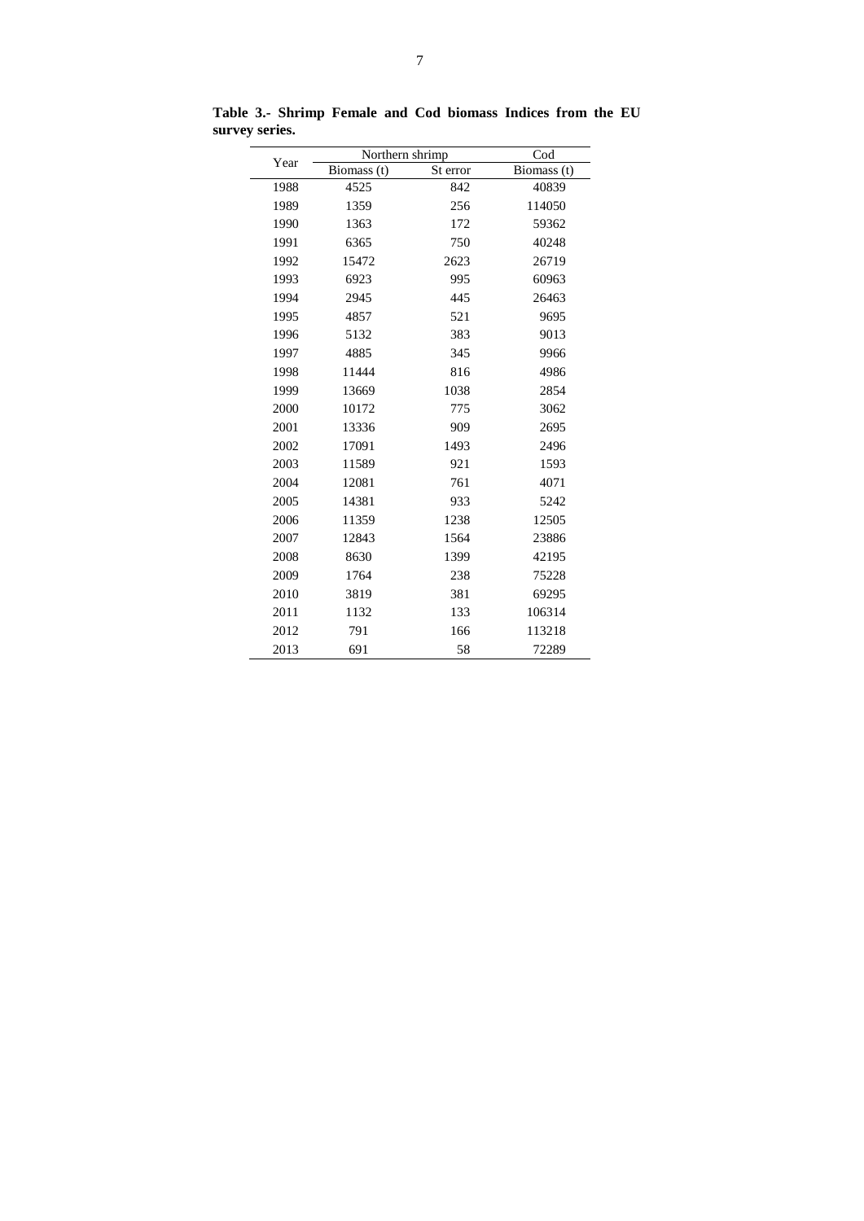**Table 3.- Shrimp Female and Cod biomass Indices from the EU survey series.**

| Year | Northern shrimp | | Cod |
|---|---|---|---|
| | Biomass (t) | St error | Biomass (t) |
| 1988 | 4525 | 842 | 40839 |
| 1989 | 1359 | 256 | 114050 |
| 1990 | 1363 | 172 | 59362 |
| 1991 | 6365 | 750 | 40248 |
| 1992 | 15472 | 2623 | 26719 |
| 1993 | 6923 | 995 | 60963 |
| 1994 | 2945 | 445 | 26463 |
| 1995 | 4857 | 521 | 9695 |
| 1996 | 5132 | 383 | 9013 |
| 1997 | 4885 | 345 | 9966 |
| 1998 | 11444 | 816 | 4986 |
| 1999 | 13669 | 1038 | 2854 |
| 2000 | 10172 | 775 | 3062 |
| 2001 | 13336 | 909 | 2695 |
| 2002 | 17091 | 1493 | 2496 |
| 2003 | 11589 | 921 | 1593 |
| 2004 | 12081 | 761 | 4071 |
| 2005 | 14381 | 933 | 5242 |
| 2006 | 11359 | 1238 | 12505 |
| 2007 | 12843 | 1564 | 23886 |
| 2008 | 8630 | 1399 | 42195 |
| 2009 | 1764 | 238 | 75228 |
| 2010 | 3819 | 381 | 69295 |
| 2011 | 1132 | 133 | 106314 |
| 2012 | 791 | 166 | 113218 |
| 2013 | 691 | 58 | 72289 |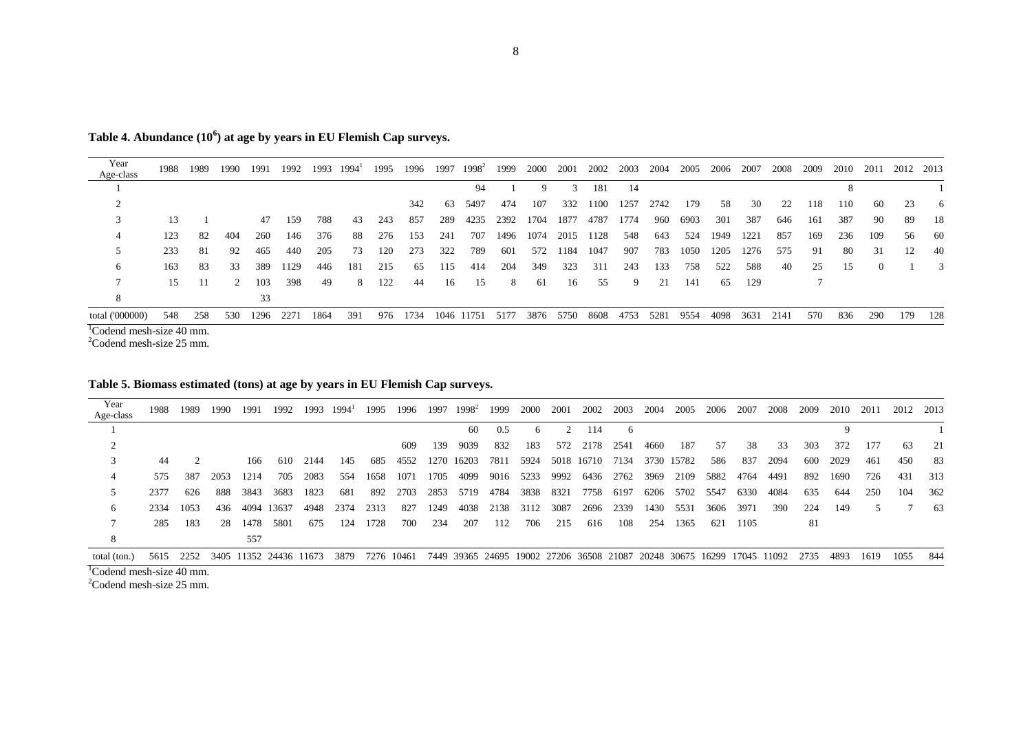**Table 4. Abundance ($10^6$) at age by years in EU Flemish Cap surveys.**

| Year / Age-class | 1988 | 1989 | 1990 | 1991 | 1992 | 1993 | 1994[1] | 1995 | 1996 | 1997 | 1998[2] | 1999 | 2000 | 2001 | 2002 | 2003 | 2004 | 2005 | 2006 | 2007 | 2008 | 2009 | 2010 | 2011 | 2012 | 2013 |
|---|---|---|---|---|---|---|---|---|---|---|---|---|---|---|---|---|---|---|---|---|---|---|---|---|---|---|
| 1 | | | | | | | | | | | 94 | 1 | 9 | 3 | 181 | 14 | | | | | | | 8 | | | 1 |
| 2 | | | | | | | | | 342 | 63 | 5497 | 474 | 107 | 332 | 1100 | 1257 | 2742 | 179 | 58 | 30 | 22 | 118 | 110 | 60 | 23 | 6 |
| 3 | 13 | 1 | | 47 | 159 | 788 | 43 | 243 | 857 | 289 | 4235 | 2392 | 1704 | 1877 | 4787 | 1774 | 960 | 6903 | 301 | 387 | 646 | 161 | 387 | 90 | 89 | 18 |
| 4 | 123 | 82 | 404 | 260 | 146 | 376 | 88 | 276 | 153 | 241 | 707 | 1496 | 1074 | 2015 | 1128 | 548 | 643 | 524 | 1949 | 1221 | 857 | 169 | 236 | 109 | 56 | 60 |
| 5 | 233 | 81 | 92 | 465 | 440 | 205 | 73 | 120 | 273 | 322 | 789 | 601 | 572 | 1184 | 1047 | 907 | 783 | 1050 | 1205 | 1276 | 575 | 91 | 80 | 31 | 12 | 40 |
| 6 | 163 | 83 | 33 | 389 | 1129 | 446 | 181 | 215 | 65 | 115 | 414 | 204 | 349 | 323 | 311 | 243 | 133 | 758 | 522 | 588 | 40 | 25 | 15 | 0 | 1 | 3 |
| 7 | 15 | 11 | 2 | 103 | 398 | 49 | 8 | 122 | 44 | 16 | 15 | 8 | 61 | 16 | 55 | 9 | 21 | 141 | 65 | 129 | | 7 | | | | |
| 8 | | | | 33 | | | | | | | | | | | | | | | | | | | | | | |
| total ('000000) | 548 | 258 | 530 | 1296 | 2271 | 1864 | 391 | 976 | 1734 | 1046 | 11751 | 5177 | 3876 | 5750 | 8608 | 4753 | 5281 | 9554 | 4098 | 3631 | 2141 | 570 | 836 | 290 | 179 | 128 |

[1]Codend mesh-size 40 mm.
[2]Codend mesh-size 25 mm.

**Table 5. Biomass estimated (tons) at age by years in EU Flemish Cap surveys.**

| Year / Age-class | 1988 | 1989 | 1990 | 1991 | 1992 | 1993 | 1994[1] | 1995 | 1996 | 1997 | 1998[2] | 1999 | 2000 | 2001 | 2002 | 2003 | 2004 | 2005 | 2006 | 2007 | 2008 | 2009 | 2010 | 2011 | 2012 | 2013 |
|---|---|---|---|---|---|---|---|---|---|---|---|---|---|---|---|---|---|---|---|---|---|---|---|---|---|---|
| 1 | | | | | | | | | | | 60 | 0.5 | 6 | 2 | 114 | 6 | | | | | | | 9 | | | 1 |
| 2 | | | | | | | | | 609 | 139 | 9039 | 832 | 183 | 572 | 2178 | 2541 | 4660 | 187 | 57 | 38 | 33 | 303 | 372 | 177 | 63 | 21 |
| 3 | 44 | 2 | | 166 | 610 | 2144 | 145 | 685 | 4552 | 1270 | 16203 | 7811 | 5924 | 5018 | 16710 | 7134 | 3730 | 15782 | 586 | 837 | 2094 | 600 | 2029 | 461 | 450 | 83 |
| 4 | 575 | 387 | 2053 | 1214 | 705 | 2083 | 554 | 1658 | 1071 | 1705 | 4099 | 9016 | 5233 | 9992 | 6436 | 2762 | 3969 | 2109 | 5882 | 4764 | 4491 | 892 | 1690 | 726 | 431 | 313 |
| 5 | 2377 | 626 | 888 | 3843 | 3683 | 1823 | 681 | 892 | 2703 | 2853 | 5719 | 4784 | 3838 | 8321 | 7758 | 6197 | 6206 | 5702 | 5547 | 6330 | 4084 | 635 | 644 | 250 | 104 | 362 |
| 6 | 2334 | 1053 | 436 | 4094 | 13637 | 4948 | 2374 | 2313 | 827 | 1249 | 4038 | 2138 | 3112 | 3087 | 2696 | 2339 | 1430 | 5531 | 3606 | 3971 | 390 | 224 | 149 | 5 | 7 | 63 |
| 7 | 285 | 183 | 28 | 1478 | 5801 | 675 | 124 | 1728 | 700 | 234 | 207 | 112 | 706 | 215 | 616 | 108 | 254 | 1365 | 621 | 1105 | | 81 | | | | |
| 8 | | | | 557 | | | | | | | | | | | | | | | | | | | | | | |
| total (ton.) | 5615 | 2252 | 3405 | 11352 | 24436 | 11673 | 3879 | 7276 | 10461 | 7449 | 39365 | 24695 | 19002 | 27206 | 36508 | 21087 | 20248 | 30675 | 16299 | 17045 | 11092 | 2735 | 4893 | 1619 | 1055 | 844 |

[1]Codend mesh-size 40 mm.
[2]Codend mesh-size 25 mm.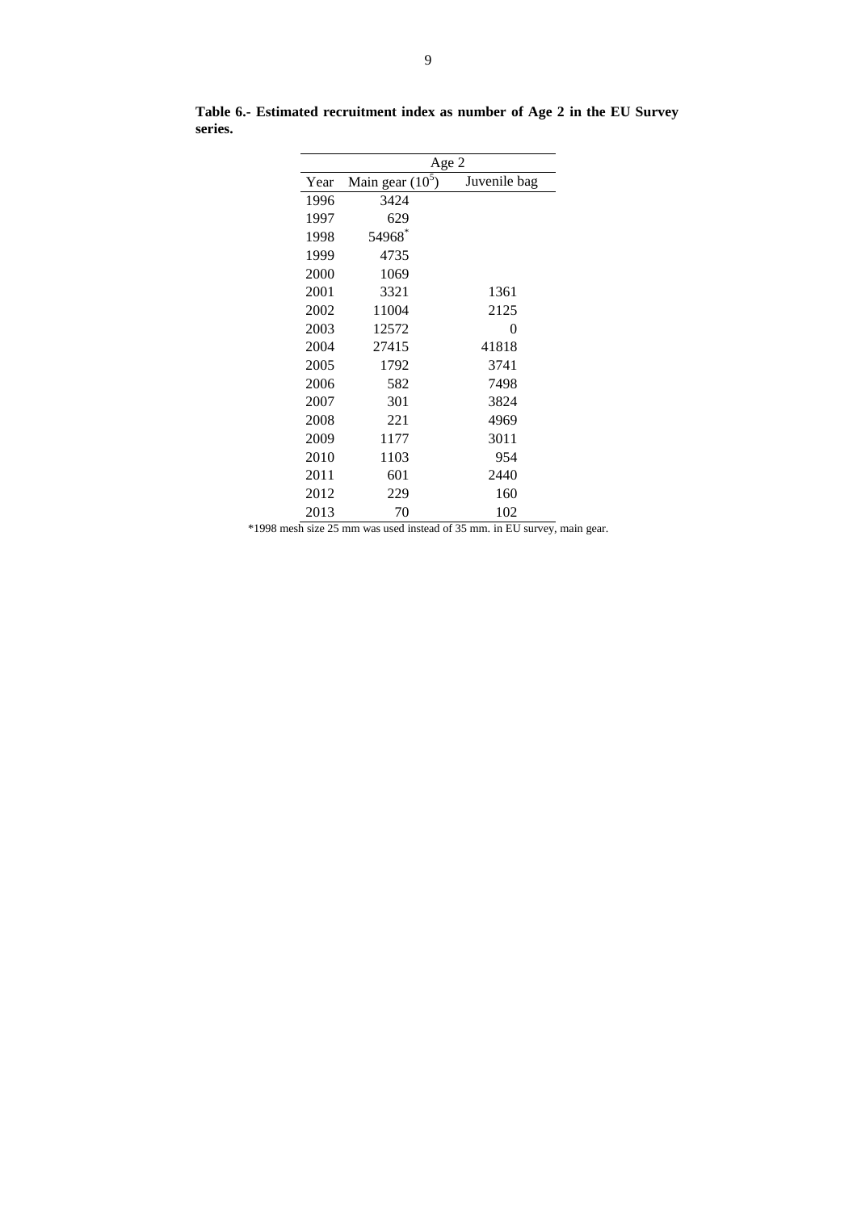**Table 6.- Estimated recruitment index as number of Age 2 in the EU Survey series.**

| | Age 2 | |
|---|---|---|
| Year | Main gear ($10^5$) | Juvenile bag |
| 1996 | 3424 | |
| 1997 | 629 | |
| 1998 | 54968* | |
| 1999 | 4735 | |
| 2000 | 1069 | |
| 2001 | 3321 | 1361 |
| 2002 | 11004 | 2125 |
| 2003 | 12572 | 0 |
| 2004 | 27415 | 41818 |
| 2005 | 1792 | 3741 |
| 2006 | 582 | 7498 |
| 2007 | 301 | 3824 |
| 2008 | 221 | 4969 |
| 2009 | 1177 | 3011 |
| 2010 | 1103 | 954 |
| 2011 | 601 | 2440 |
| 2012 | 229 | 160 |
| 2013 | 70 | 102 |

*1998 mesh size 25 mm was used instead of 35 mm. in EU survey, main gear.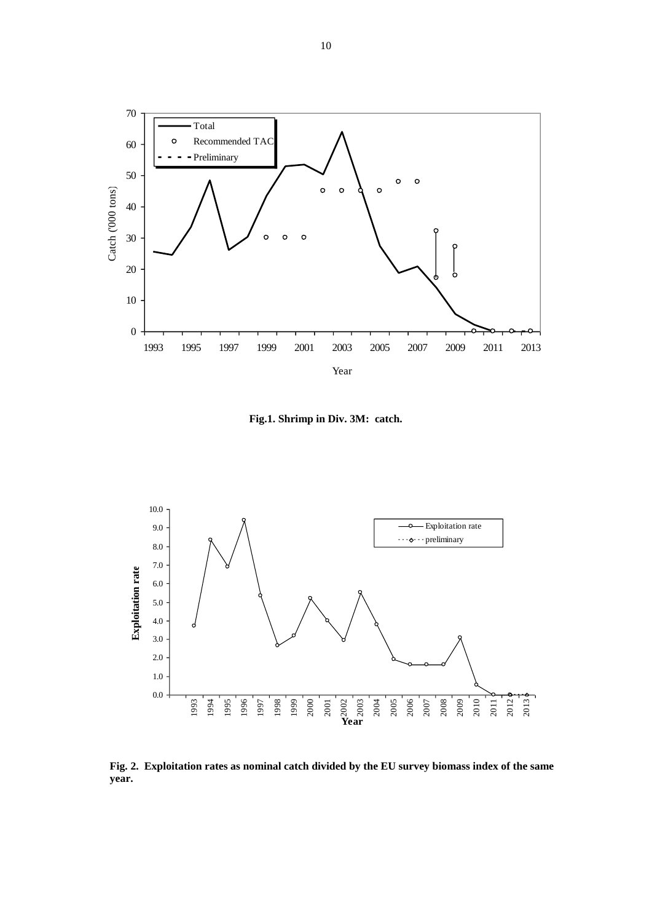**Fig.1. Shrimp in Div. 3M: catch.**

**Fig. 2. Exploitation rates as nominal catch divided by the EU survey biomass index of the same year.**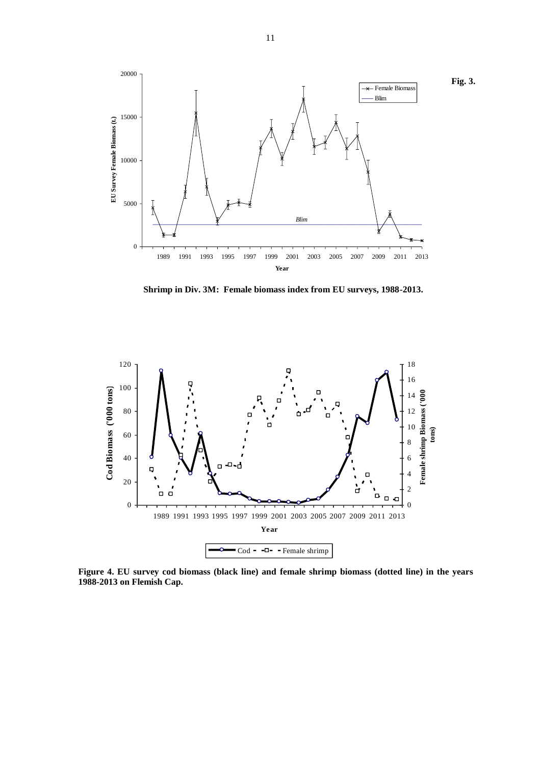**Fig. 3.**

**Shrimp in Div. 3M: Female biomass index from EU surveys, 1988-2013.**

**Figure 4. EU survey cod biomass (black line) and female shrimp biomass (dotted line) in the years 1988-2013 on Flemish Cap.**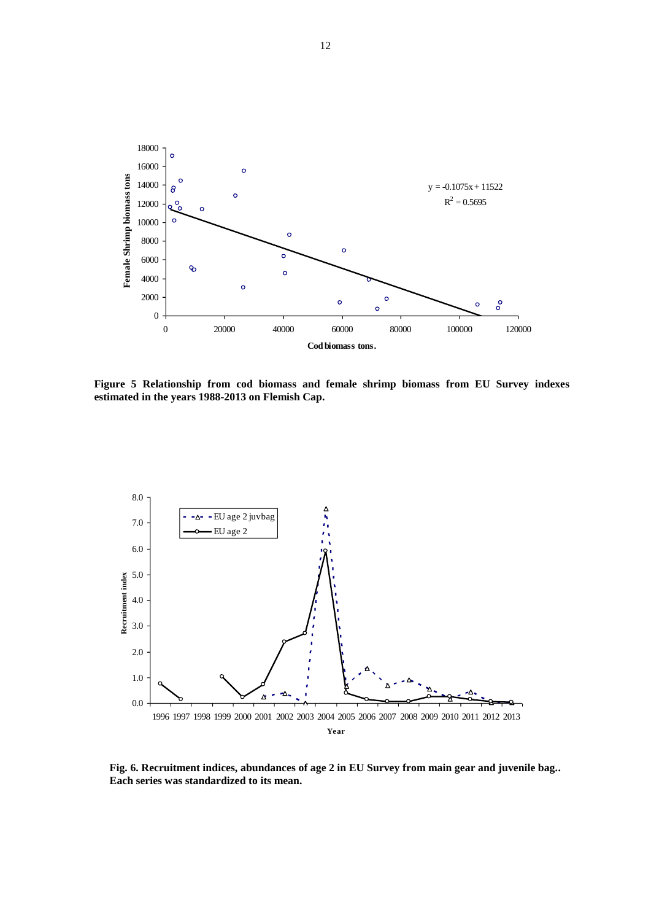**Figure 5 Relationship from cod biomass and female shrimp biomass from EU Survey indexes estimated in the years 1988-2013 on Flemish Cap.**

**Fig. 6. Recruitment indices, abundances of age 2 in EU Survey from main gear and juvenile bag.. Each series was standardized to its mean.**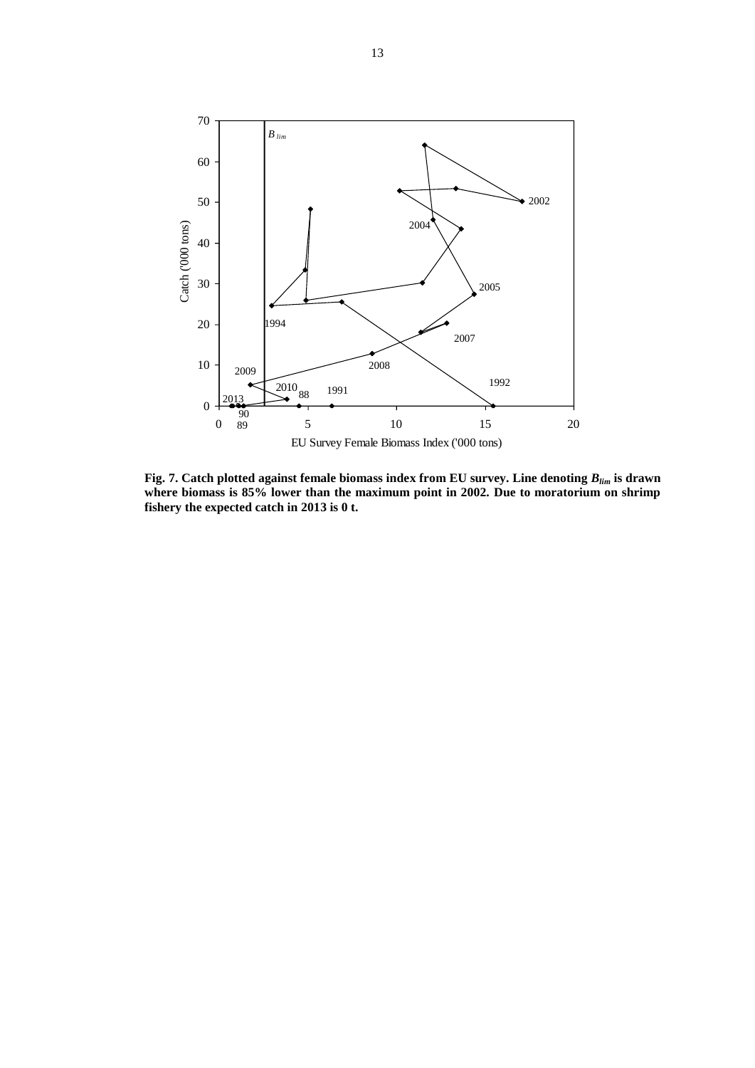$B_{lim}$

70
60
50
40
30
20
10
0

Catch ('000 tons)

2002
2004
2005
1994
2007
2008
2009
1992
2010
88
1991
2013
90
89

0
5
10
15
20

EU Survey Female Biomass Index ('000 tons)

**Fig. 7. Catch plotted against female biomass index from EU survey. Line denoting $B_{lim}$ is drawn where biomass is 85% lower than the maximum point in 2002. Due to moratorium on shrimp fishery the expected catch in 2013 is 0 t.**